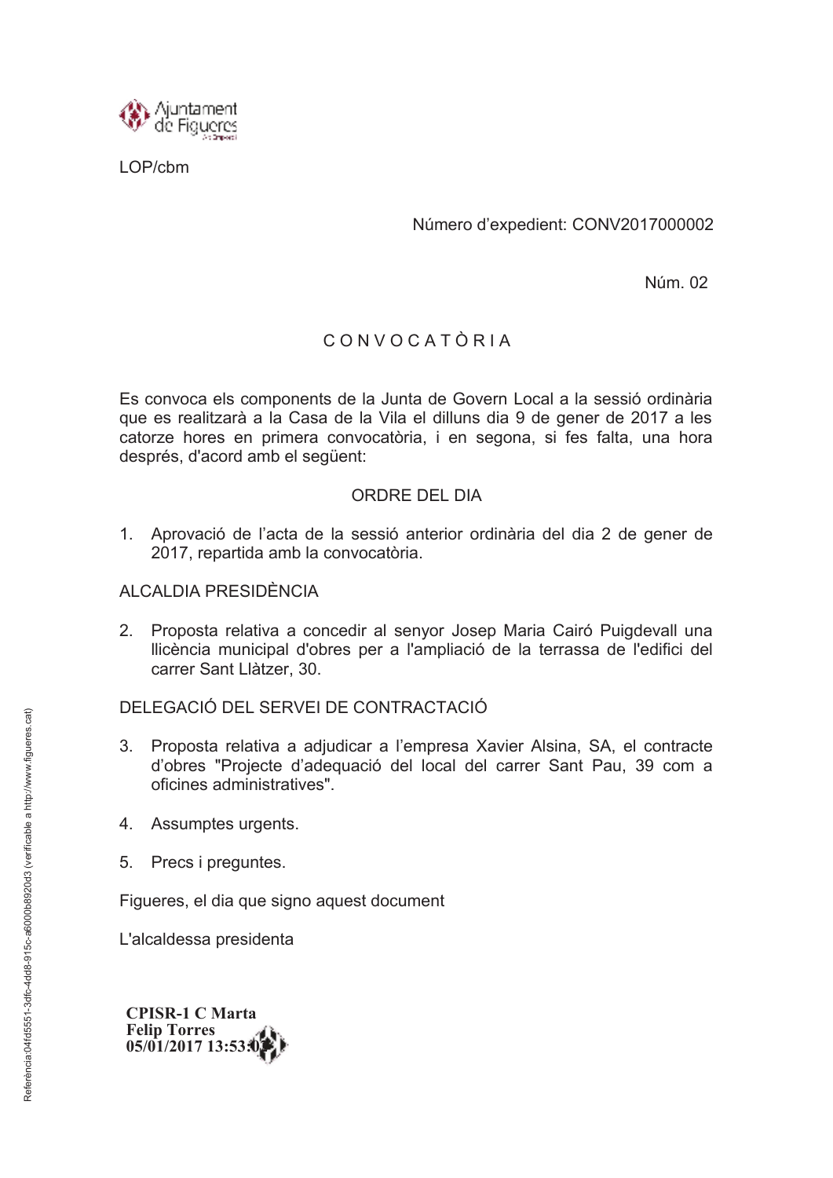Ajuntament de Figueres

LOP/cbm

Número d'expedient: CONV2017000002

Núm. 02

# C O N V O C A T Ò R I A

Es convoca els components de la Junta de Govern Local a la sessió ordinària que es realitzarà a la Casa de la Vila el dilluns dia 9 de gener de 2017 a les catorze hores en primera convocatòria, i en segona, si fes falta, una hora després, d'acord amb el següent:

## ORDRE DEL DIA

1. Aprovació de l'acta de la sessió anterior ordinària del dia 2 de gener de 2017, repartida amb la convocatòria.

ALCALDIA PRESIDÈNCIA

2. Proposta relativa a concedir al senyor Josep Maria Cairó Puigdevall una llicència municipal d'obres per a l'ampliació de la terrassa de l'edifici del carrer Sant Llàtzer, 30.

DELEGACIÓ DEL SERVEI DE CONTRACTACIÓ

3. Proposta relativa a adjudicar a l'empresa Xavier Alsina, SA, el contracte d'obres "Projecte d'adequació del local del carrer Sant Pau, 39 com a oficines administratives".

4. Assumptes urgents.

5. Precs i preguntes.

Figueres, el dia que signo aquest document

L'alcaldessa presidenta

**CPISR-1 C Marta Felip Torres 05/01/2017 13:53:0**

Referència:04fd5551-3dfc-4dd8-915c-a6000b8920d3 (verificable a http://www.figueres.cat)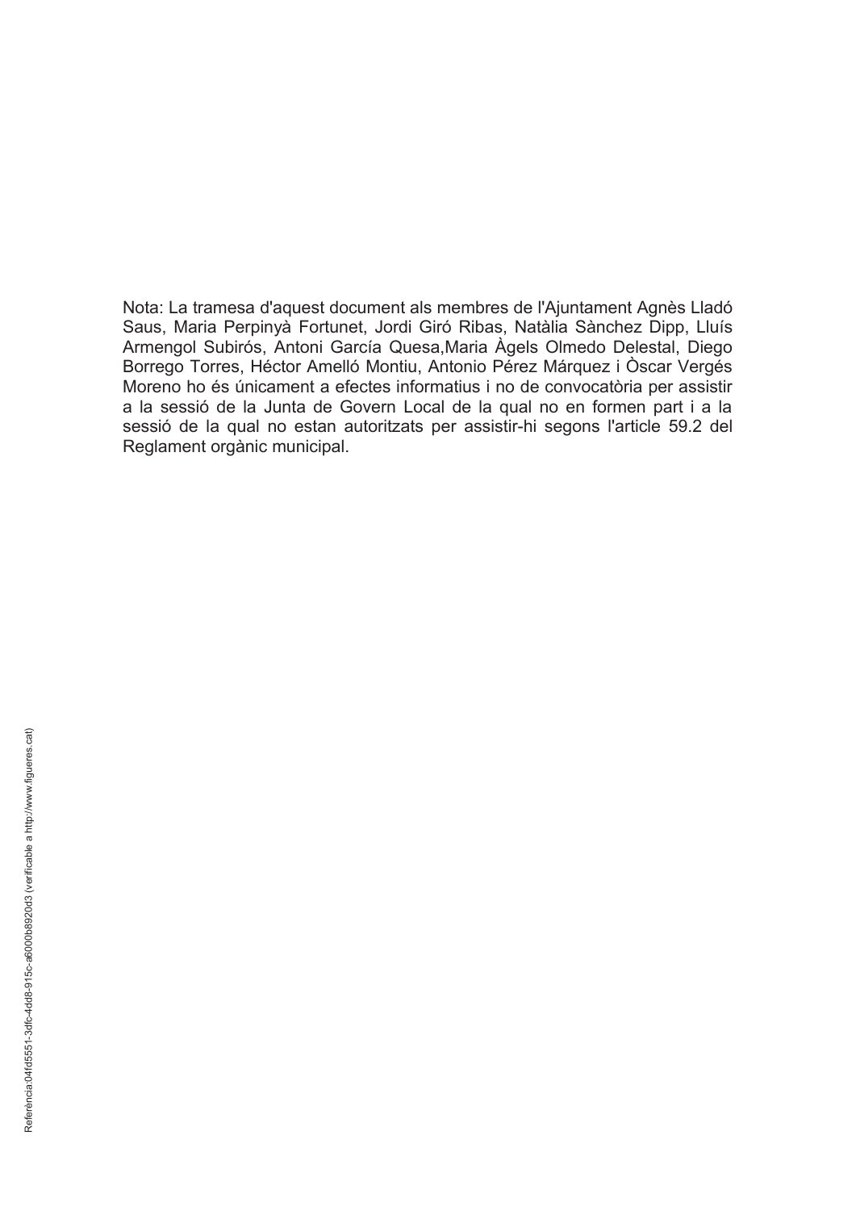Nota: La tramesa d'aquest document als membres de l'Ajuntament Agnès Lladó Saus, Maria Perpinyà Fortunet, Jordi Giró Ribas, Natàlia Sànchez Dipp, Lluís Armengol Subirós, Antoni García Quesa,Maria Àgels Olmedo Delestal, Diego Borrego Torres, Héctor Amelló Montiu, Antonio Pérez Márquez i Òscar Vergés Moreno ho és únicament a efectes informatius i no de convocatòria per assistir a la sessió de la Junta de Govern Local de la qual no en formen part i a la sessió de la qual no estan autoritzats per assistir-hi segons l'article 59.2 del Reglament orgànic municipal.

Referència:04fd5551-3dfc-4dd8-915c-a6000b8920d3 (verificable a http://www.figueres.cat)